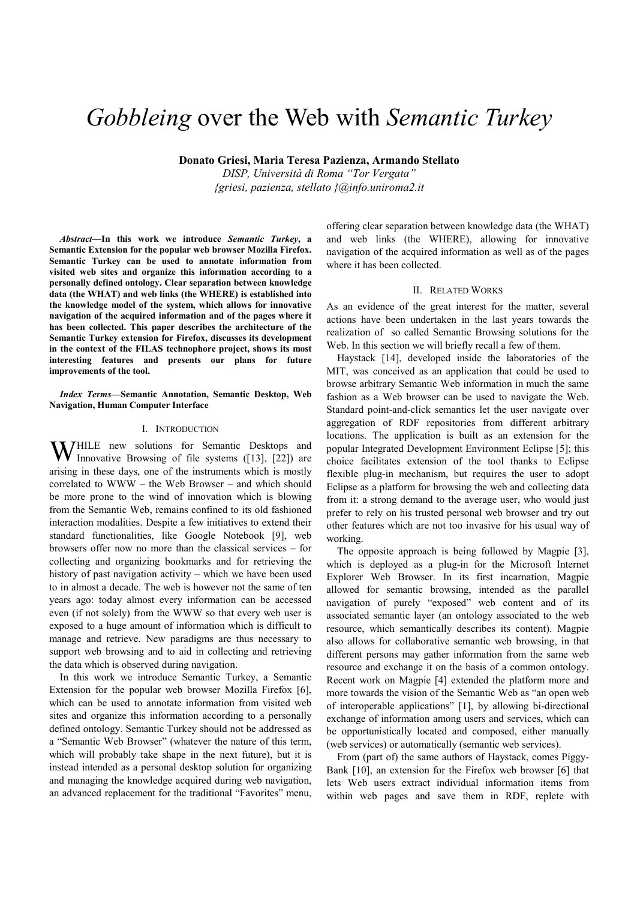# *Gobbleing* over the Web with *Semantic Turkey*

**Donato Griesi, Maria Teresa Pazienza, Armando Stellato**

*DISP, Università di Roma "Tor Vergata"*

*{griesi, pazienza, stellato }@info.uniroma2.it*

***Abstract*—In this work we introduce *Semantic Turkey*, a Semantic Extension for the popular web browser Mozilla Firefox. Semantic Turkey can be used to annotate information from visited web sites and organize this information according to a personally defined ontology. Clear separation between knowledge data (the WHAT) and web links (the WHERE) is established into the knowledge model of the system, which allows for innovative navigation of the acquired information and of the pages where it has been collected. This paper describes the architecture of the Semantic Turkey extension for Firefox, discusses its development in the context of the FILAS technophore project, shows its most interesting features and presents our plans for future improvements of the tool.**

***Index Terms*—Semantic Annotation, Semantic Desktop, Web Navigation, Human Computer Interface**

## I. Introduction

WHILE new solutions for Semantic Desktops and Innovative Browsing of file systems ([13], [22]) are arising in these days, one of the instruments which is mostly correlated to WWW – the Web Browser – and which should be more prone to the wind of innovation which is blowing from the Semantic Web, remains confined to its old fashioned interaction modalities. Despite a few initiatives to extend their standard functionalities, like Google Notebook [9], web browsers offer now no more than the classical services – for collecting and organizing bookmarks and for retrieving the history of past navigation activity – which we have been used to in almost a decade. The web is however not the same of ten years ago: today almost every information can be accessed even (if not solely) from the WWW so that every web user is exposed to a huge amount of information which is difficult to manage and retrieve. New paradigms are thus necessary to support web browsing and to aid in collecting and retrieving the data which is observed during navigation.

In this work we introduce Semantic Turkey, a Semantic Extension for the popular web browser Mozilla Firefox [6], which can be used to annotate information from visited web sites and organize this information according to a personally defined ontology. Semantic Turkey should not be addressed as a "Semantic Web Browser" (whatever the nature of this term, which will probably take shape in the next future), but it is instead intended as a personal desktop solution for organizing and managing the knowledge acquired during web navigation, an advanced replacement for the traditional "Favorites" menu, offering clear separation between knowledge data (the WHAT) and web links (the WHERE), allowing for innovative navigation of the acquired information as well as of the pages where it has been collected.

## II. Related Works

As an evidence of the great interest for the matter, several actions have been undertaken in the last years towards the realization of so called Semantic Browsing solutions for the Web. In this section we will briefly recall a few of them.

Haystack [14], developed inside the laboratories of the MIT, was conceived as an application that could be used to browse arbitrary Semantic Web information in much the same fashion as a Web browser can be used to navigate the Web. Standard point-and-click semantics let the user navigate over aggregation of RDF repositories from different arbitrary locations. The application is built as an extension for the popular Integrated Development Environment Eclipse [5]; this choice facilitates extension of the tool thanks to Eclipse flexible plug-in mechanism, but requires the user to adopt Eclipse as a platform for browsing the web and collecting data from it: a strong demand to the average user, who would just prefer to rely on his trusted personal web browser and try out other features which are not too invasive for his usual way of working.

The opposite approach is being followed by Magpie [3], which is deployed as a plug-in for the Microsoft Internet Explorer Web Browser. In its first incarnation, Magpie allowed for semantic browsing, intended as the parallel navigation of purely "exposed" web content and of its associated semantic layer (an ontology associated to the web resource, which semantically describes its content). Magpie also allows for collaborative semantic web browsing, in that different persons may gather information from the same web resource and exchange it on the basis of a common ontology. Recent work on Magpie [4] extended the platform more and more towards the vision of the Semantic Web as "an open web of interoperable applications" [1], by allowing bi-directional exchange of information among users and services, which can be opportunistically located and composed, either manually (web services) or automatically (semantic web services).

From (part of) the same authors of Haystack, comes Piggy-Bank [10], an extension for the Firefox web browser [6] that lets Web users extract individual information items from within web pages and save them in RDF, replete with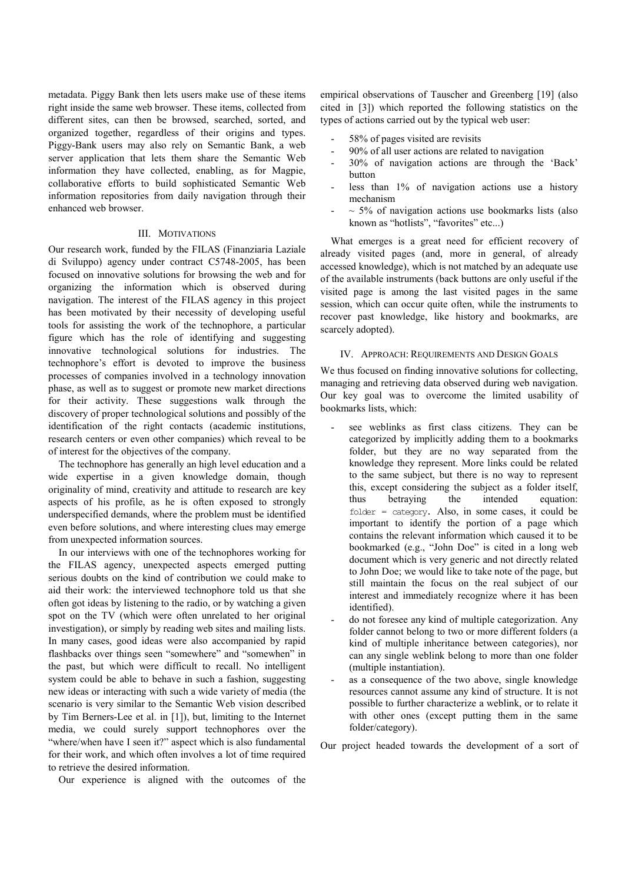metadata. Piggy Bank then lets users make use of these items right inside the same web browser. These items, collected from different sites, can then be browsed, searched, sorted, and organized together, regardless of their origins and types. Piggy-Bank users may also rely on Semantic Bank, a web server application that lets them share the Semantic Web information they have collected, enabling, as for Magpie, collaborative efforts to build sophisticated Semantic Web information repositories from daily navigation through their enhanced web browser.

## III. Motivations

Our research work, funded by the FILAS (Finanziaria Laziale di Sviluppo) agency under contract C5748-2005, has been focused on innovative solutions for browsing the web and for organizing the information which is observed during navigation. The interest of the FILAS agency in this project has been motivated by their necessity of developing useful tools for assisting the work of the technophore, a particular figure which has the role of identifying and suggesting innovative technological solutions for industries. The technophore's effort is devoted to improve the business processes of companies involved in a technology innovation phase, as well as to suggest or promote new market directions for their activity. These suggestions walk through the discovery of proper technological solutions and possibly of the identification of the right contacts (academic institutions, research centers or even other companies) which reveal to be of interest for the objectives of the company.

The technophore has generally an high level education and a wide expertise in a given knowledge domain, though originality of mind, creativity and attitude to research are key aspects of his profile, as he is often exposed to strongly underspecified demands, where the problem must be identified even before solutions, and where interesting clues may emerge from unexpected information sources.

In our interviews with one of the technophores working for the FILAS agency, unexpected aspects emerged putting serious doubts on the kind of contribution we could make to aid their work: the interviewed technophore told us that she often got ideas by listening to the radio, or by watching a given spot on the TV (which were often unrelated to her original investigation), or simply by reading web sites and mailing lists. In many cases, good ideas were also accompanied by rapid flashbacks over things seen "somewhere" and "somewhen" in the past, but which were difficult to recall. No intelligent system could be able to behave in such a fashion, suggesting new ideas or interacting with such a wide variety of media (the scenario is very similar to the Semantic Web vision described by Tim Berners-Lee et al. in [1]), but, limiting to the Internet media, we could surely support technophores over the "where/when have I seen it?" aspect which is also fundamental for their work, and which often involves a lot of time required to retrieve the desired information.

Our experience is aligned with the outcomes of the empirical observations of Tauscher and Greenberg [19] (also cited in [3]) which reported the following statistics on the types of actions carried out by the typical web user:

- 58% of pages visited are revisits
- 90% of all user actions are related to navigation
- 30% of navigation actions are through the 'Back' button
- less than 1% of navigation actions use a history mechanism
- ~ 5% of navigation actions use bookmarks lists (also known as "hotlists", "favorites" etc...)

What emerges is a great need for efficient recovery of already visited pages (and, more in general, of already accessed knowledge), which is not matched by an adequate use of the available instruments (back buttons are only useful if the visited page is among the last visited pages in the same session, which can occur quite often, while the instruments to recover past knowledge, like history and bookmarks, are scarcely adopted).

## IV. Approach: Requirements and Design Goals

We thus focused on finding innovative solutions for collecting, managing and retrieving data observed during web navigation. Our key goal was to overcome the limited usability of bookmarks lists, which:

- see weblinks as first class citizens. They can be categorized by implicitly adding them to a bookmarks folder, but they are no way separated from the knowledge they represent. More links could be related to the same subject, but there is no way to represent this, except considering the subject as a folder itself, thus betraying the intended equation: `folder = category`. Also, in some cases, it could be important to identify the portion of a page which contains the relevant information which caused it to be bookmarked (e.g., "John Doe" is cited in a long web document which is very generic and not directly related to John Doe; we would like to take note of the page, but still maintain the focus on the real subject of our interest and immediately recognize where it has been identified).
- do not foresee any kind of multiple categorization. Any folder cannot belong to two or more different folders (a kind of multiple inheritance between categories), nor can any single weblink belong to more than one folder (multiple instantiation).
- as a consequence of the two above, single knowledge resources cannot assume any kind of structure. It is not possible to further characterize a weblink, or to relate it with other ones (except putting them in the same folder/category).

Our project headed towards the development of a sort of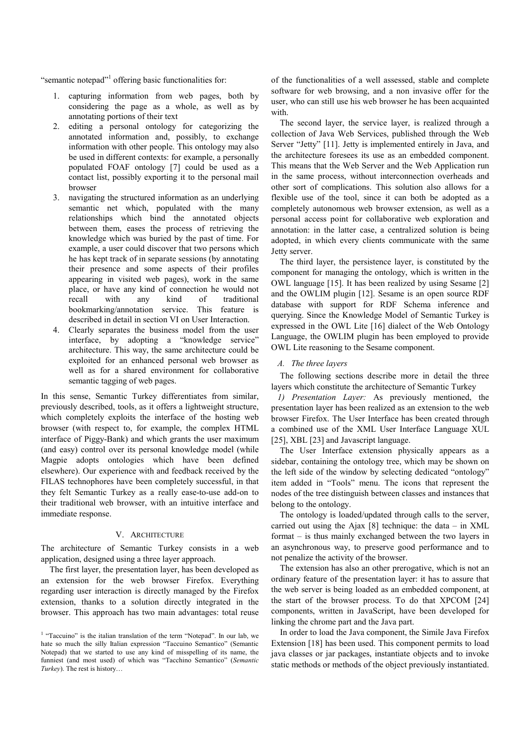"semantic notepad"[1] offering basic functionalities for:

1. capturing information from web pages, both by considering the page as a whole, as well as by annotating portions of their text
2. editing a personal ontology for categorizing the annotated information and, possibly, to exchange information with other people. This ontology may also be used in different contexts: for example, a personally populated FOAF ontology [7] could be used as a contact list, possibly exporting it to the personal mail browser
3. navigating the structured information as an underlying semantic net which, populated with the many relationships which bind the annotated objects between them, eases the process of retrieving the knowledge which was buried by the past of time. For example, a user could discover that two persons which he has kept track of in separate sessions (by annotating their presence and some aspects of their profiles appearing in visited web pages), work in the same place, or have any kind of connection he would not recall with any kind of traditional bookmarking/annotation service. This feature is described in detail in section VI on User Interaction.
4. Clearly separates the business model from the user interface, by adopting a "knowledge service" architecture. This way, the same architecture could be exploited for an enhanced personal web browser as well as for a shared environment for collaborative semantic tagging of web pages.

In this sense, Semantic Turkey differentiates from similar, previously described, tools, as it offers a lightweight structure, which completely exploits the interface of the hosting web browser (with respect to, for example, the complex HTML interface of Piggy-Bank) and which grants the user maximum (and easy) control over its personal knowledge model (while Magpie adopts ontologies which have been defined elsewhere). Our experience with and feedback received by the FILAS technophores have been completely successful, in that they felt Semantic Turkey as a really ease-to-use add-on to their traditional web browser, with an intuitive interface and immediate response.

## V. Architecture

The architecture of Semantic Turkey consists in a web application, designed using a three layer approach.

The first layer, the presentation layer, has been developed as an extension for the web browser Firefox. Everything regarding user interaction is directly managed by the Firefox extension, thanks to a solution directly integrated in the browser. This approach has two main advantages: total reuse of the functionalities of a well assessed, stable and complete software for web browsing, and a non invasive offer for the user, who can still use his web browser he has been acquainted with.

The second layer, the service layer, is realized through a collection of Java Web Services, published through the Web Server "Jetty" [11]. Jetty is implemented entirely in Java, and the architecture foresees its use as an embedded component. This means that the Web Server and the Web Application run in the same process, without interconnection overheads and other sort of complications. This solution also allows for a flexible use of the tool, since it can both be adopted as a completely autonomous web browser extension, as well as a personal access point for collaborative web exploration and annotation: in the latter case, a centralized solution is being adopted, in which every clients communicate with the same Jetty server.

The third layer, the persistence layer, is constituted by the component for managing the ontology, which is written in the OWL language [15]. It has been realized by using Sesame [2] and the OWLIM plugin [12]. Sesame is an open source RDF database with support for RDF Schema inference and querying. Since the Knowledge Model of Semantic Turkey is expressed in the OWL Lite [16] dialect of the Web Ontology Language, the OWLIM plugin has been employed to provide OWL Lite reasoning to the Sesame component.

### A. The three layers

The following sections describe more in detail the three layers which constitute the architecture of Semantic Turkey

*1) Presentation Layer:* As previously mentioned, the presentation layer has been realized as an extension to the web browser Firefox. The User Interface has been created through a combined use of the XML User Interface Language XUL [25], XBL [23] and Javascript language.

The User Interface extension physically appears as a sidebar, containing the ontology tree, which may be shown on the left side of the window by selecting dedicated "ontology" item added in "Tools" menu. The icons that represent the nodes of the tree distinguish between classes and instances that belong to the ontology.

The ontology is loaded/updated through calls to the server, carried out using the Ajax [8] technique: the data – in XML format – is thus mainly exchanged between the two layers in an asynchronous way, to preserve good performance and to not penalize the activity of the browser.

The extension has also an other prerogative, which is not an ordinary feature of the presentation layer: it has to assure that the web server is being loaded as an embedded component, at the start of the browser process. To do that XPCOM [24] components, written in JavaScript, have been developed for linking the chrome part and the Java part.

In order to load the Java component, the Simile Java Firefox Extension [18] has been used. This component permits to load java classes or jar packages, instantiate objects and to invoke static methods or methods of the object previously instantiated.

[1] "Taccuino" is the italian translation of the term "Notepad". In our lab, we hate so much the silly Italian expression "Taccuino Semantico" (Semantic Notepad) that we started to use any kind of misspelling of its name, the funniest (and most used) of which was "Tacchino Semantico" (*Semantic Turkey*). The rest is history…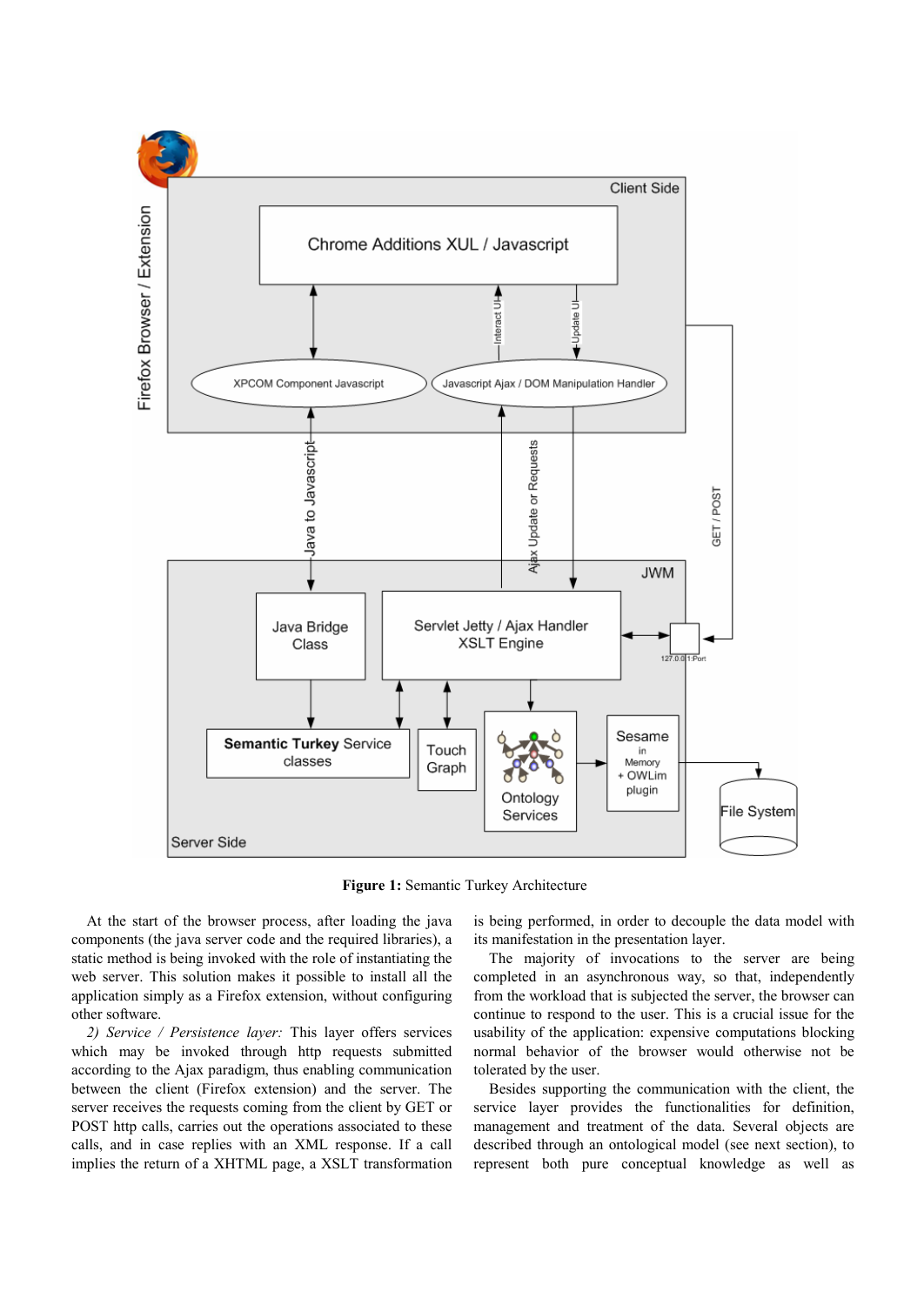**Figure 1:** Semantic Turkey Architecture

At the start of the browser process, after loading the java components (the java server code and the required libraries), a static method is being invoked with the role of instantiating the web server. This solution makes it possible to install all the application simply as a Firefox extension, without configuring other software.

*2) Service / Persistence layer:* This layer offers services which may be invoked through http requests submitted according to the Ajax paradigm, thus enabling communication between the client (Firefox extension) and the server. The server receives the requests coming from the client by GET or POST http calls, carries out the operations associated to these calls, and in case replies with an XML response. If a call implies the return of a XHTML page, a XSLT transformation is being performed, in order to decouple the data model with its manifestation in the presentation layer.

The majority of invocations to the server are being completed in an asynchronous way, so that, independently from the workload that is subjected the server, the browser can continue to respond to the user. This is a crucial issue for the usability of the application: expensive computations blocking normal behavior of the browser would otherwise not be tolerated by the user.

Besides supporting the communication with the client, the service layer provides the functionalities for definition, management and treatment of the data. Several objects are described through an ontological model (see next section), to represent both pure conceptual knowledge as well as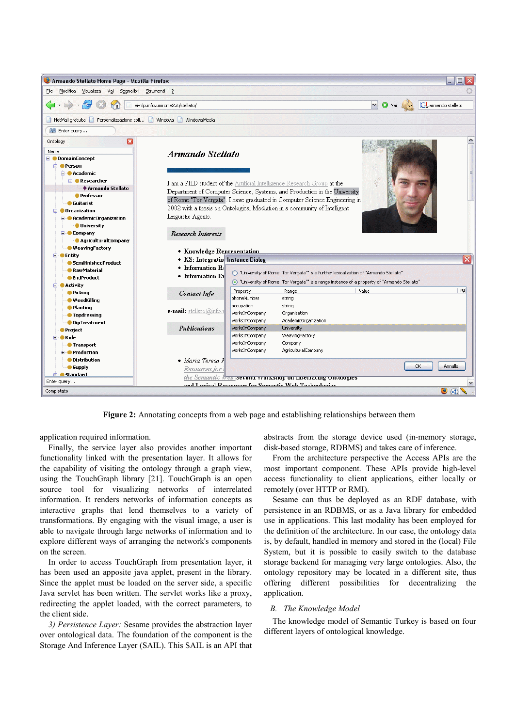**Figure 2:** Annotating concepts from a web page and establishing relationships between them

application required information.

Finally, the service layer also provides another important functionality linked with the presentation layer. It allows for the capability of visiting the ontology through a graph view, using the TouchGraph library [21]. TouchGraph is an open source tool for visualizing networks of interrelated information. It renders networks of information concepts as interactive graphs that lend themselves to a variety of transformations. By engaging with the visual image, a user is able to navigate through large networks of information and to explore different ways of arranging the network's components on the screen.

In order to access TouchGraph from presentation layer, it has been used an apposite java applet, present in the library. Since the applet must be loaded on the server side, a specific Java servlet has been written. The servlet works like a proxy, redirecting the applet loaded, with the correct parameters, to the client side.

*3) Persistence Layer:* Sesame provides the abstraction layer over ontological data. The foundation of the component is the Storage And Inference Layer (SAIL). This SAIL is an API that abstracts from the storage device used (in-memory storage, disk-based storage, RDBMS) and takes care of inference.

From the architecture perspective the Access APIs are the most important component. These APIs provide high-level access functionality to client applications, either locally or remotely (over HTTP or RMI).

Sesame can thus be deployed as an RDF database, with persistence in an RDBMS, or as a Java library for embedded use in applications. This last modality has been employed for the definition of the architecture. In our case, the ontology data is, by default, handled in memory and stored in the (local) File System, but it is possible to easily switch to the database storage backend for managing very large ontologies. Also, the ontology repository may be located in a different site, thus offering different possibilities for decentralizing the application.

## *B. The Knowledge Model*

The knowledge model of Semantic Turkey is based on four different layers of ontological knowledge.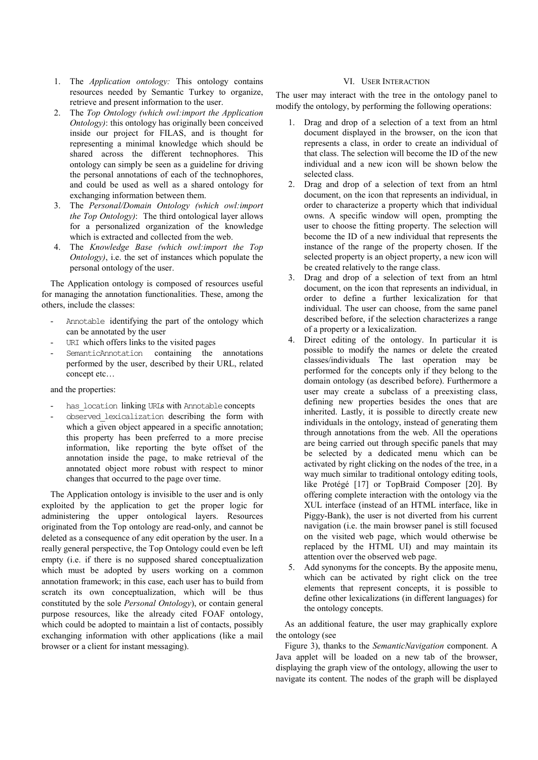1. The *Application ontology:* This ontology contains resources needed by Semantic Turkey to organize, retrieve and present information to the user.
2. The *Top Ontology (which owl:import the Application Ontology)*: this ontology has originally been conceived inside our project for FILAS, and is thought for representing a minimal knowledge which should be shared across the different technophores. This ontology can simply be seen as a guideline for driving the personal annotations of each of the technophores, and could be used as well as a shared ontology for exchanging information between them.
3. The *Personal/Domain Ontology (which owl:import the Top Ontology)*: The third ontological layer allows for a personalized organization of the knowledge which is extracted and collected from the web.
4. The *Knowledge Base (which owl:import the Top Ontology)*, i.e. the set of instances which populate the personal ontology of the user.

The Application ontology is composed of resources useful for managing the annotation functionalities. These, among the others, include the classes:

- `Annotable` identifying the part of the ontology which can be annotated by the user
- `URI` which offers links to the visited pages
- `SemanticAnnotation` containing the annotations performed by the user, described by their URL, related concept etc…

and the properties:

- `has_location` linking `URI`s with `Annotable` concepts
- `observed_lexicalization` describing the form with which a given object appeared in a specific annotation; this property has been preferred to a more precise information, like reporting the byte offset of the annotation inside the page, to make retrieval of the annotated object more robust with respect to minor changes that occurred to the page over time.

The Application ontology is invisible to the user and is only exploited by the application to get the proper logic for administering the upper ontological layers. Resources originated from the Top ontology are read-only, and cannot be deleted as a consequence of any edit operation by the user. In a really general perspective, the Top Ontology could even be left empty (i.e. if there is no supposed shared conceptualization which must be adopted by users working on a common annotation framework; in this case, each user has to build from scratch its own conceptualization, which will be thus constituted by the sole *Personal Ontology*), or contain general purpose resources, like the already cited FOAF ontology, which could be adopted to maintain a list of contacts, possibly exchanging information with other applications (like a mail browser or a client for instant messaging).

## VI. User Interaction

The user may interact with the tree in the ontology panel to modify the ontology, by performing the following operations:

1. Drag and drop of a selection of a text from an html document displayed in the browser, on the icon that represents a class, in order to create an individual of that class. The selection will become the ID of the new individual and a new icon will be shown below the selected class.
2. Drag and drop of a selection of text from an html document, on the icon that represents an individual, in order to characterize a property which that individual owns. A specific window will open, prompting the user to choose the fitting property. The selection will become the ID of a new individual that represents the instance of the range of the property chosen. If the selected property is an object property, a new icon will be created relatively to the range class.
3. Drag and drop of a selection of text from an html document, on the icon that represents an individual, in order to define a further lexicalization for that individual. The user can choose, from the same panel described before, if the selection characterizes a range of a property or a lexicalization.
4. Direct editing of the ontology. In particular it is possible to modify the names or delete the created classes/individuals The last operation may be performed for the concepts only if they belong to the domain ontology (as described before). Furthermore a user may create a subclass of a preexisting class, defining new properties besides the ones that are inherited. Lastly, it is possible to directly create new individuals in the ontology, instead of generating them through annotations from the web. All the operations are being carried out through specific panels that may be selected by a dedicated menu which can be activated by right clicking on the nodes of the tree, in a way much similar to traditional ontology editing tools, like Protégé [17] or TopBraid Composer [20]. By offering complete interaction with the ontology via the XUL interface (instead of an HTML interface, like in Piggy-Bank), the user is not diverted from his current navigation (i.e. the main browser panel is still focused on the visited web page, which would otherwise be replaced by the HTML UI) and may maintain its attention over the observed web page.
5. Add synonyms for the concepts. By the apposite menu, which can be activated by right click on the tree elements that represent concepts, it is possible to define other lexicalizations (in different languages) for the ontology concepts.

As an additional feature, the user may graphically explore the ontology (see Figure 3), thanks to the *SemanticNavigation* component. A Java applet will be loaded on a new tab of the browser, displaying the graph view of the ontology, allowing the user to navigate its content. The nodes of the graph will be displayed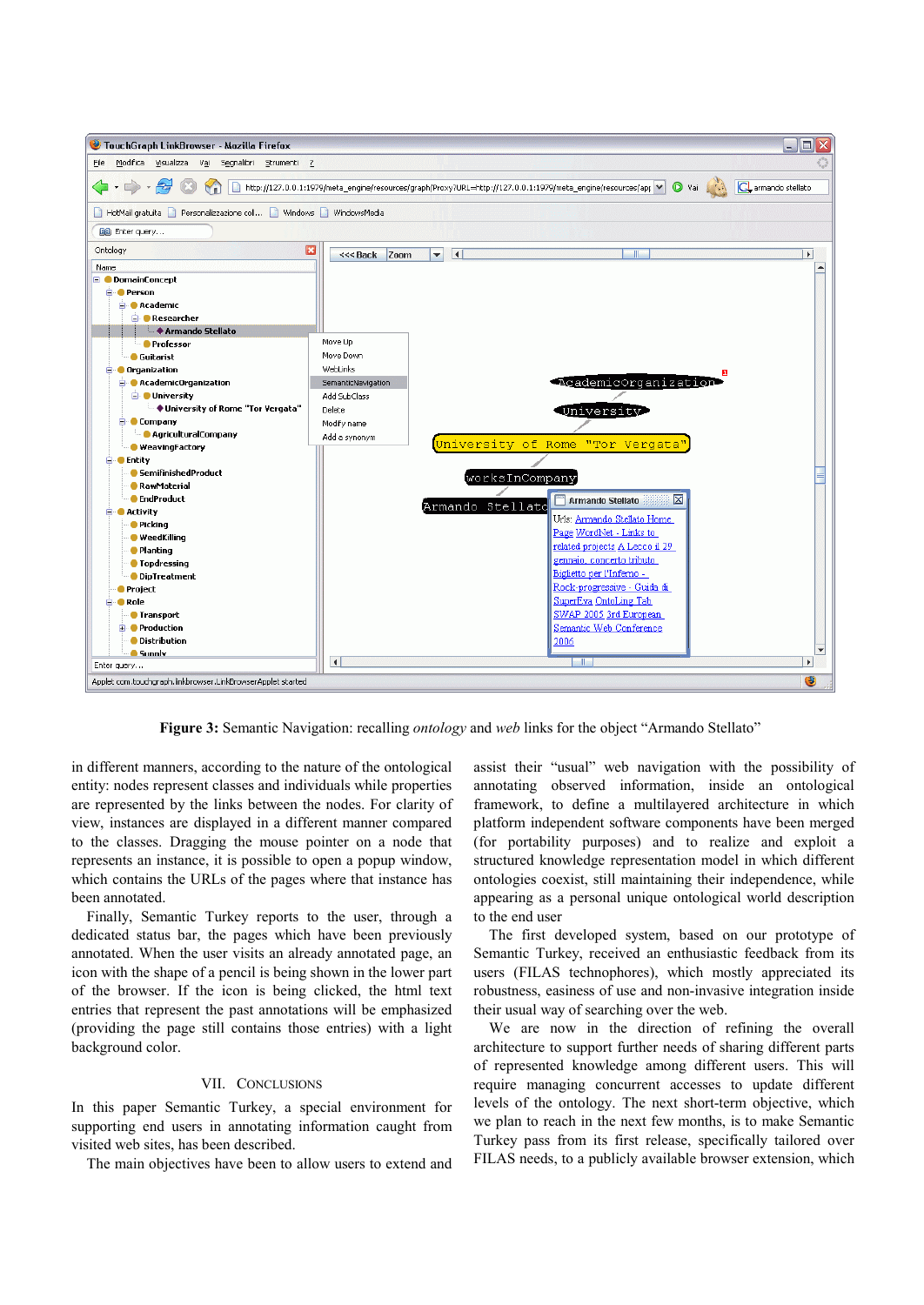Figure 3: Semantic Navigation: recalling *ontology* and *web* links for the object "Armando Stellato"

in different manners, according to the nature of the ontological entity: nodes represent classes and individuals while properties are represented by the links between the nodes. For clarity of view, instances are displayed in a different manner compared to the classes. Dragging the mouse pointer on a node that represents an instance, it is possible to open a popup window, which contains the URLs of the pages where that instance has been annotated.

Finally, Semantic Turkey reports to the user, through a dedicated status bar, the pages which have been previously annotated. When the user visits an already annotated page, an icon with the shape of a pencil is being shown in the lower part of the browser. If the icon is being clicked, the html text entries that represent the past annotations will be emphasized (providing the page still contains those entries) with a light background color.

## VII. Conclusions

In this paper Semantic Turkey, a special environment for supporting end users in annotating information caught from visited web sites, has been described.

The main objectives have been to allow users to extend and assist their "usual" web navigation with the possibility of annotating observed information, inside an ontological framework, to define a multilayered architecture in which platform independent software components have been merged (for portability purposes) and to realize and exploit a structured knowledge representation model in which different ontologies coexist, still maintaining their independence, while appearing as a personal unique ontological world description to the end user

The first developed system, based on our prototype of Semantic Turkey, received an enthusiastic feedback from its users (FILAS technophores), which mostly appreciated its robustness, easiness of use and non-invasive integration inside their usual way of searching over the web.

We are now in the direction of refining the overall architecture to support further needs of sharing different parts of represented knowledge among different users. This will require managing concurrent accesses to update different levels of the ontology. The next short-term objective, which we plan to reach in the next few months, is to make Semantic Turkey pass from its first release, specifically tailored over FILAS needs, to a publicly available browser extension, which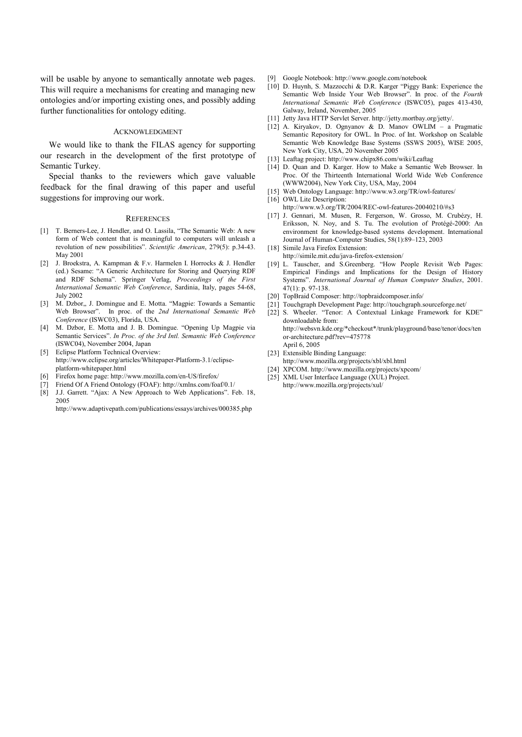will be usable by anyone to semantically annotate web pages. This will require a mechanisms for creating and managing new ontologies and/or importing existing ones, and possibly adding further functionalities for ontology editing.

## Acknowledgment

We would like to thank the FILAS agency for supporting our research in the development of the first prototype of Semantic Turkey.

Special thanks to the reviewers which gave valuable feedback for the final drawing of this paper and useful suggestions for improving our work.

## References

[1] T. Berners-Lee, J. Hendler, and O. Lassila, "The Semantic Web: A new form of Web content that is meaningful to computers will unleash a revolution of new possibilities". *Scientific American*, 279(5): p.34-43. May 2001

[2] J. Broekstra, A. Kampman & F.v. Harmelen I. Horrocks & J. Hendler (ed.) Sesame: "A Generic Architecture for Storing and Querying RDF and RDF Schema". Springer Verlag, *Proceedings of the First International Semantic Web Conference*, Sardinia, Italy, pages 54-68, July 2002

[3] M. Dzbor,, J. Domingue and E. Motta. "Magpie: Towards a Semantic Web Browser". In proc. of the *2nd International Semantic Web Conference* (ISWC03), Florida, USA.

[4] M. Dzbor, E. Motta and J. B. Domingue. "Opening Up Magpie via Semantic Services". *In Proc. of the 3rd Intl. Semantic Web Conference* (ISWC04), November 2004, Japan

[5] Eclipse Platform Technical Overview: http://www.eclipse.org/articles/Whitepaper-Platform-3.1/eclipse-platform-whitepaper.html

[6] Firefox home page: http://www.mozilla.com/en-US/firefox/

[7] Friend Of A Friend Ontology (FOAF): http://xmlns.com/foaf/0.1/

[8] J.J. Garrett. "Ajax: A New Approach to Web Applications". Feb. 18, 2005 http://www.adaptivepath.com/publications/essays/archives/000385.php

[9] Google Notebook: http://www.google.com/notebook

[10] D. Huynh, S. Mazzocchi & D.R. Karger "Piggy Bank: Experience the Semantic Web Inside Your Web Browser". In proc. of the *Fourth International Semantic Web Conference* (ISWC05), pages 413-430, Galway, Ireland, November, 2005

[11] Jetty Java HTTP Servlet Server. http://jetty.mortbay.org/jetty/.

[12] A. Kiryakov, D. Ognyanov & D. Manov OWLIM – a Pragmatic Semantic Repository for OWL. In Proc. of Int. Workshop on Scalable Semantic Web Knowledge Base Systems (SSWS 2005), WISE 2005, New York City, USA, 20 November 2005

[13] Leaftag project: http://www.chipx86.com/wiki/Leaftag

[14] D. Quan and D. Karger. How to Make a Semantic Web Browser. In Proc. Of the Thirteenth International World Wide Web Conference (WWW2004), New York City, USA, May, 2004

[15] Web Ontology Language: http://www.w3.org/TR/owl-features/

[16] OWL Lite Description: http://www.w3.org/TR/2004/REC-owl-features-20040210/#s3

[17] J. Gennari, M. Musen, R. Fergerson, W. Grosso, M. Crubézy, H. Eriksson, N. Noy, and S. Tu. The evolution of Protégé-2000: An environment for knowledge-based systems development. International Journal of Human-Computer Studies, 58(1):89–123, 2003

[18] Simile Java Firefox Extension: http://simile.mit.edu/java-firefox-extension/

[19] L. Tauscher, and S.Greenberg. "How People Revisit Web Pages: Empirical Findings and Implications for the Design of History Systems". *International Journal of Human Computer Studies*, 2001. 47(1): p. 97-138.

[20] TopBraid Composer: http://topbraidcomposer.info/

[21] Touchgraph Development Page: http://touchgraph.sourceforge.net/

[22] S. Wheeler. "Tenor: A Contextual Linkage Framework for KDE" downloadable from: http://websvn.kde.org/*checkout*/trunk/playground/base/tenor/docs/tenor-architecture.pdf?rev=475778 April 6, 2005

[23] Extensible Binding Language: http://www.mozilla.org/projects/xbl/xbl.html

[24] XPCOM. http://www.mozilla.org/projects/xpcom/

[25] XML User Interface Language (XUL) Project. http://www.mozilla.org/projects/xul/